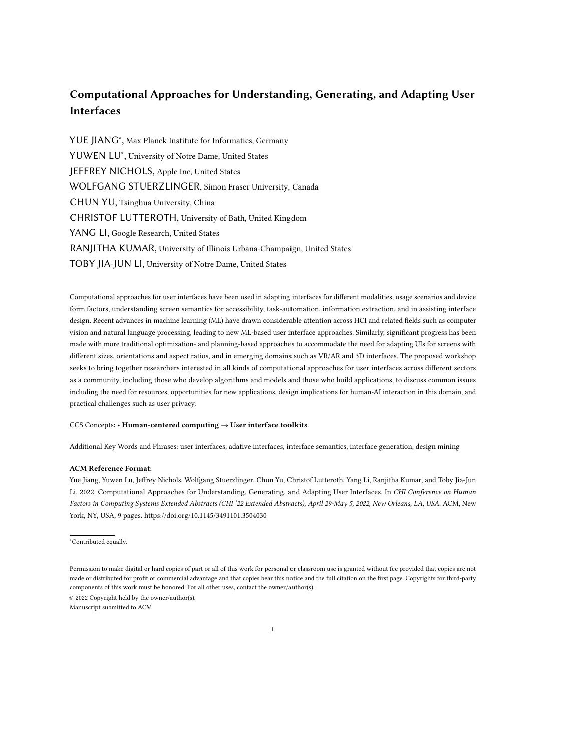# Computational Approaches for Understanding, Generating, and Adapting User Interfaces

YUE JIANG[*], Max Planck Institute for Informatics, Germany

YUWEN LU[*], University of Notre Dame, United States

JEFFREY NICHOLS, Apple Inc, United States

WOLFGANG STUERZLINGER, Simon Fraser University, Canada

CHUN YU, Tsinghua University, China

CHRISTOF LUTTEROTH, University of Bath, United Kingdom

YANG LI, Google Research, United States

RANJITHA KUMAR, University of Illinois Urbana-Champaign, United States

TOBY JIA-JUN LI, University of Notre Dame, United States

Computational approaches for user interfaces have been used in adapting interfaces for different modalities, usage scenarios and device form factors, understanding screen semantics for accessibility, task-automation, information extraction, and in assisting interface design. Recent advances in machine learning (ML) have drawn considerable attention across HCI and related fields such as computer vision and natural language processing, leading to new ML-based user interface approaches. Similarly, significant progress has been made with more traditional optimization- and planning-based approaches to accommodate the need for adapting UIs for screens with different sizes, orientations and aspect ratios, and in emerging domains such as VR/AR and 3D interfaces. The proposed workshop seeks to bring together researchers interested in all kinds of computational approaches for user interfaces across different sectors as a community, including those who develop algorithms and models and those who build applications, to discuss common issues including the need for resources, opportunities for new applications, design implications for human-AI interaction in this domain, and practical challenges such as user privacy.

CCS Concepts: • **Human-centered computing → User interface toolkits**.

Additional Key Words and Phrases: user interfaces, adative interfaces, interface semantics, interface generation, design mining

**ACM Reference Format:**

Yue Jiang, Yuwen Lu, Jeffrey Nichols, Wolfgang Stuerzlinger, Chun Yu, Christof Lutteroth, Yang Li, Ranjitha Kumar, and Toby Jia-Jun Li. 2022. Computational Approaches for Understanding, Generating, and Adapting User Interfaces. In *CHI Conference on Human Factors in Computing Systems Extended Abstracts (CHI '22 Extended Abstracts), April 29-May 5, 2022, New Orleans, LA, USA*. ACM, New York, NY, USA, 9 pages. https://doi.org/10.1145/3491101.3504030

[*]Contributed equally.

Permission to make digital or hard copies of part or all of this work for personal or classroom use is granted without fee provided that copies are not made or distributed for profit or commercial advantage and that copies bear this notice and the full citation on the first page. Copyrights for third-party components of this work must be honored. For all other uses, contact the owner/author(s).

© 2022 Copyright held by the owner/author(s).

Manuscript submitted to ACM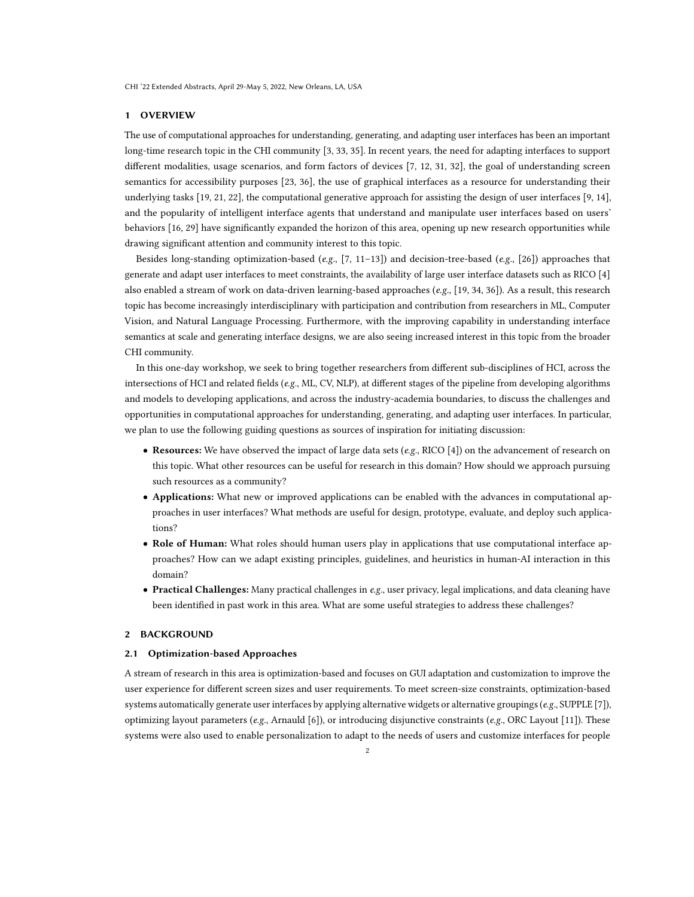## 1 OVERVIEW

The use of computational approaches for understanding, generating, and adapting user interfaces has been an important long-time research topic in the CHI community [3, 33, 35]. In recent years, the need for adapting interfaces to support different modalities, usage scenarios, and form factors of devices [7, 12, 31, 32], the goal of understanding screen semantics for accessibility purposes [23, 36], the use of graphical interfaces as a resource for understanding their underlying tasks [19, 21, 22], the computational generative approach for assisting the design of user interfaces [9, 14], and the popularity of intelligent interface agents that understand and manipulate user interfaces based on users' behaviors [16, 29] have significantly expanded the horizon of this area, opening up new research opportunities while drawing significant attention and community interest to this topic.

Besides long-standing optimization-based (*e.g.*, [7, 11–13]) and decision-tree-based (*e.g.*, [26]) approaches that generate and adapt user interfaces to meet constraints, the availability of large user interface datasets such as RICO [4] also enabled a stream of work on data-driven learning-based approaches (*e.g.*, [19, 34, 36]). As a result, this research topic has become increasingly interdisciplinary with participation and contribution from researchers in ML, Computer Vision, and Natural Language Processing. Furthermore, with the improving capability in understanding interface semantics at scale and generating interface designs, we are also seeing increased interest in this topic from the broader CHI community.

In this one-day workshop, we seek to bring together researchers from different sub-disciplines of HCI, across the intersections of HCI and related fields (*e.g.*, ML, CV, NLP), at different stages of the pipeline from developing algorithms and models to developing applications, and across the industry-academia boundaries, to discuss the challenges and opportunities in computational approaches for understanding, generating, and adapting user interfaces. In particular, we plan to use the following guiding questions as sources of inspiration for initiating discussion:

- **Resources:** We have observed the impact of large data sets (*e.g.*, RICO [4]) on the advancement of research on this topic. What other resources can be useful for research in this domain? How should we approach pursuing such resources as a community?
- **Applications:** What new or improved applications can be enabled with the advances in computational approaches in user interfaces? What methods are useful for design, prototype, evaluate, and deploy such applications?
- **Role of Human:** What roles should human users play in applications that use computational interface approaches? How can we adapt existing principles, guidelines, and heuristics in human-AI interaction in this domain?
- **Practical Challenges:** Many practical challenges in *e.g.*, user privacy, legal implications, and data cleaning have been identified in past work in this area. What are some useful strategies to address these challenges?

## 2 BACKGROUND

### 2.1 Optimization-based Approaches

A stream of research in this area is optimization-based and focuses on GUI adaptation and customization to improve the user experience for different screen sizes and user requirements. To meet screen-size constraints, optimization-based systems automatically generate user interfaces by applying alternative widgets or alternative groupings (*e.g.*, SUPPLE [7]), optimizing layout parameters (*e.g.*, Arnauld [6]), or introducing disjunctive constraints (*e.g.*, ORC Layout [11]). These systems were also used to enable personalization to adapt to the needs of users and customize interfaces for people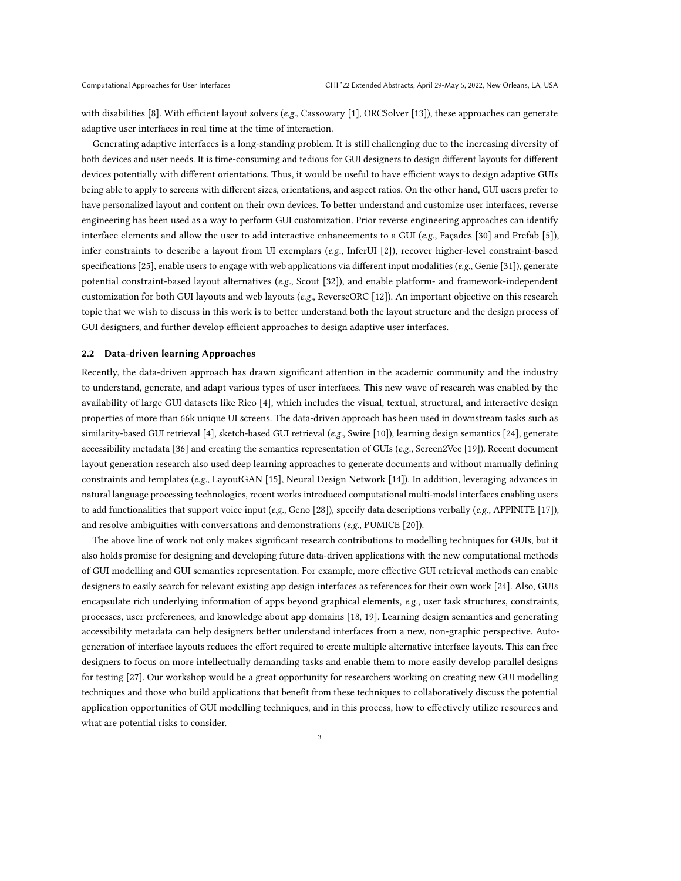with disabilities [8]. With efficient layout solvers (*e.g.*, Cassowary [1], ORCSolver [13]), these approaches can generate adaptive user interfaces in real time at the time of interaction.

Generating adaptive interfaces is a long-standing problem. It is still challenging due to the increasing diversity of both devices and user needs. It is time-consuming and tedious for GUI designers to design different layouts for different devices potentially with different orientations. Thus, it would be useful to have efficient ways to design adaptive GUIs being able to apply to screens with different sizes, orientations, and aspect ratios. On the other hand, GUI users prefer to have personalized layout and content on their own devices. To better understand and customize user interfaces, reverse engineering has been used as a way to perform GUI customization. Prior reverse engineering approaches can identify interface elements and allow the user to add interactive enhancements to a GUI (*e.g.*, Façades [30] and Prefab [5]), infer constraints to describe a layout from UI exemplars (*e.g.*, InferUI [2]), recover higher-level constraint-based specifications [25], enable users to engage with web applications via different input modalities (*e.g.*, Genie [31]), generate potential constraint-based layout alternatives (*e.g.*, Scout [32]), and enable platform- and framework-independent customization for both GUI layouts and web layouts (*e.g.*, ReverseORC [12]). An important objective on this research topic that we wish to discuss in this work is to better understand both the layout structure and the design process of GUI designers, and further develop efficient approaches to design adaptive user interfaces.

### 2.2 Data-driven learning Approaches

Recently, the data-driven approach has drawn significant attention in the academic community and the industry to understand, generate, and adapt various types of user interfaces. This new wave of research was enabled by the availability of large GUI datasets like Rico [4], which includes the visual, textual, structural, and interactive design properties of more than 66k unique UI screens. The data-driven approach has been used in downstream tasks such as similarity-based GUI retrieval [4], sketch-based GUI retrieval (*e.g.*, Swire [10]), learning design semantics [24], generate accessibility metadata [36] and creating the semantics representation of GUIs (*e.g.*, Screen2Vec [19]). Recent document layout generation research also used deep learning approaches to generate documents and without manually defining constraints and templates (*e.g.*, LayoutGAN [15], Neural Design Network [14]). In addition, leveraging advances in natural language processing technologies, recent works introduced computational multi-modal interfaces enabling users to add functionalities that support voice input (*e.g.*, Geno [28]), specify data descriptions verbally (*e.g.*, APPINITE [17]), and resolve ambiguities with conversations and demonstrations (*e.g.*, PUMICE [20]).

The above line of work not only makes significant research contributions to modelling techniques for GUIs, but it also holds promise for designing and developing future data-driven applications with the new computational methods of GUI modelling and GUI semantics representation. For example, more effective GUI retrieval methods can enable designers to easily search for relevant existing app design interfaces as references for their own work [24]. Also, GUIs encapsulate rich underlying information of apps beyond graphical elements, *e.g.*, user task structures, constraints, processes, user preferences, and knowledge about app domains [18, 19]. Learning design semantics and generating accessibility metadata can help designers better understand interfaces from a new, non-graphic perspective. Auto-generation of interface layouts reduces the effort required to create multiple alternative interface layouts. This can free designers to focus on more intellectually demanding tasks and enable them to more easily develop parallel designs for testing [27]. Our workshop would be a great opportunity for researchers working on creating new GUI modelling techniques and those who build applications that benefit from these techniques to collaboratively discuss the potential application opportunities of GUI modelling techniques, and in this process, how to effectively utilize resources and what are potential risks to consider.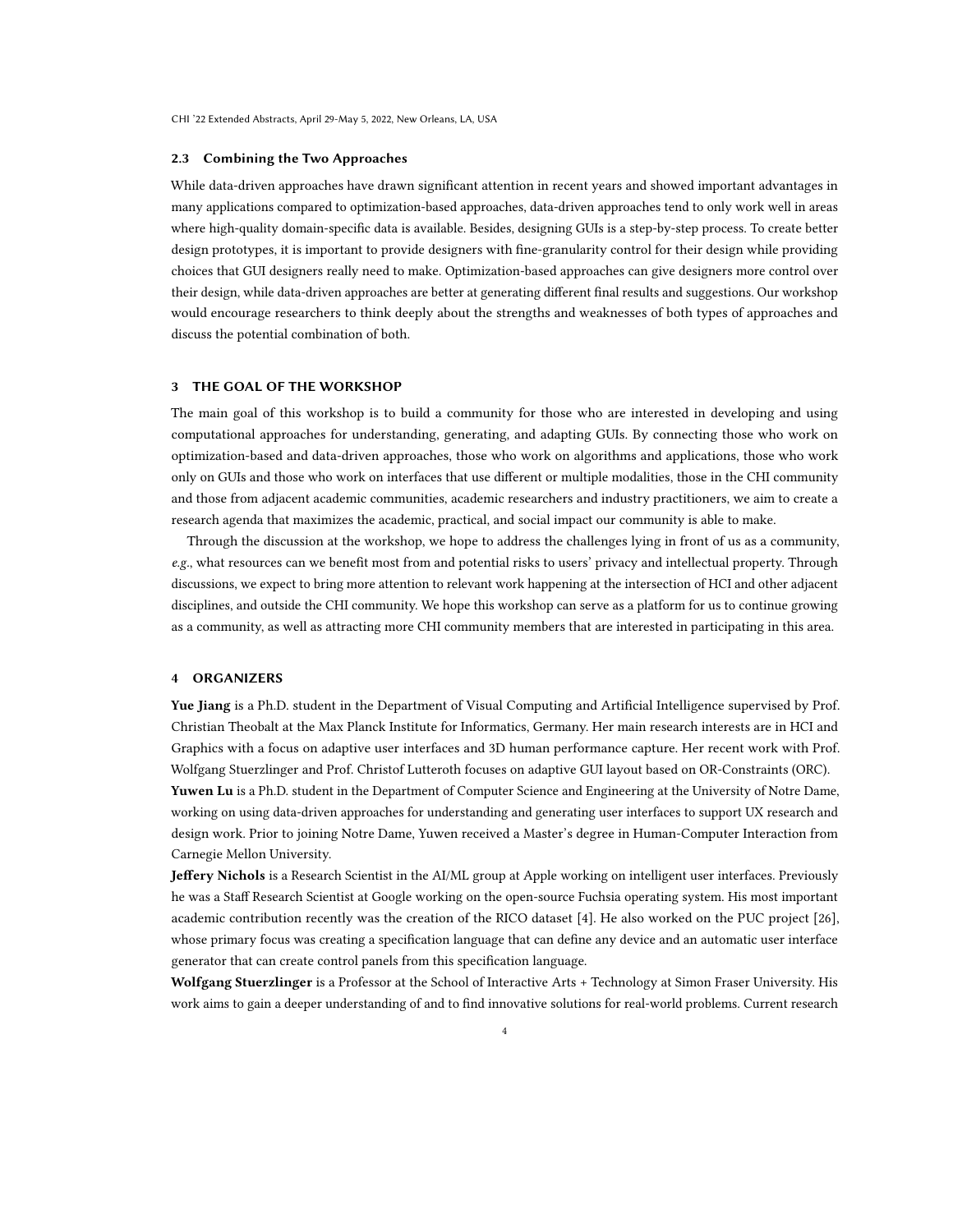### 2.3 Combining the Two Approaches

While data-driven approaches have drawn significant attention in recent years and showed important advantages in many applications compared to optimization-based approaches, data-driven approaches tend to only work well in areas where high-quality domain-specific data is available. Besides, designing GUIs is a step-by-step process. To create better design prototypes, it is important to provide designers with fine-granularity control for their design while providing choices that GUI designers really need to make. Optimization-based approaches can give designers more control over their design, while data-driven approaches are better at generating different final results and suggestions. Our workshop would encourage researchers to think deeply about the strengths and weaknesses of both types of approaches and discuss the potential combination of both.

## 3 THE GOAL OF THE WORKSHOP

The main goal of this workshop is to build a community for those who are interested in developing and using computational approaches for understanding, generating, and adapting GUIs. By connecting those who work on optimization-based and data-driven approaches, those who work on algorithms and applications, those who work only on GUIs and those who work on interfaces that use different or multiple modalities, those in the CHI community and those from adjacent academic communities, academic researchers and industry practitioners, we aim to create a research agenda that maximizes the academic, practical, and social impact our community is able to make.

Through the discussion at the workshop, we hope to address the challenges lying in front of us as a community, *e.g.*, what resources can we benefit most from and potential risks to users' privacy and intellectual property. Through discussions, we expect to bring more attention to relevant work happening at the intersection of HCI and other adjacent disciplines, and outside the CHI community. We hope this workshop can serve as a platform for us to continue growing as a community, as well as attracting more CHI community members that are interested in participating in this area.

## 4 ORGANIZERS

**Yue Jiang** is a Ph.D. student in the Department of Visual Computing and Artificial Intelligence supervised by Prof. Christian Theobalt at the Max Planck Institute for Informatics, Germany. Her main research interests are in HCI and Graphics with a focus on adaptive user interfaces and 3D human performance capture. Her recent work with Prof. Wolfgang Stuerzlinger and Prof. Christof Lutteroth focuses on adaptive GUI layout based on OR-Constraints (ORC).

**Yuwen Lu** is a Ph.D. student in the Department of Computer Science and Engineering at the University of Notre Dame, working on using data-driven approaches for understanding and generating user interfaces to support UX research and design work. Prior to joining Notre Dame, Yuwen received a Master's degree in Human-Computer Interaction from Carnegie Mellon University.

**Jeffery Nichols** is a Research Scientist in the AI/ML group at Apple working on intelligent user interfaces. Previously he was a Staff Research Scientist at Google working on the open-source Fuchsia operating system. His most important academic contribution recently was the creation of the RICO dataset [4]. He also worked on the PUC project [26], whose primary focus was creating a specification language that can define any device and an automatic user interface generator that can create control panels from this specification language.

**Wolfgang Stuerzlinger** is a Professor at the School of Interactive Arts + Technology at Simon Fraser University. His work aims to gain a deeper understanding of and to find innovative solutions for real-world problems. Current research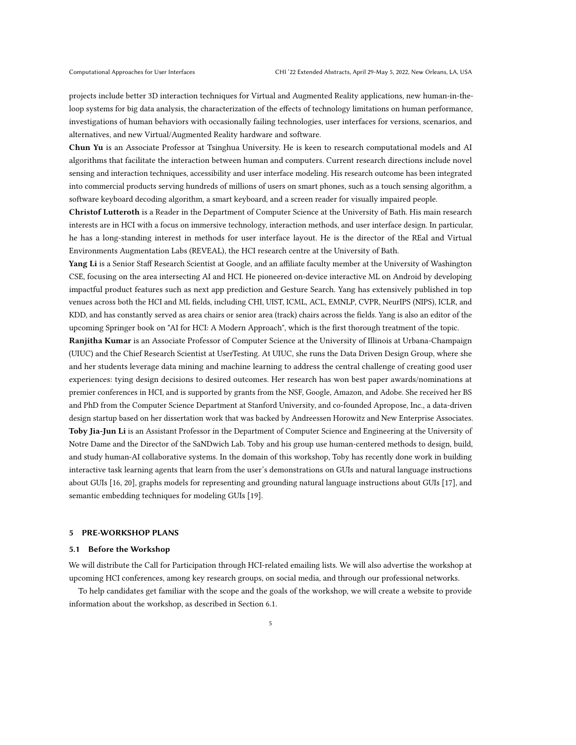projects include better 3D interaction techniques for Virtual and Augmented Reality applications, new human-in-the-loop systems for big data analysis, the characterization of the effects of technology limitations on human performance, investigations of human behaviors with occasionally failing technologies, user interfaces for versions, scenarios, and alternatives, and new Virtual/Augmented Reality hardware and software.

**Chun Yu** is an Associate Professor at Tsinghua University. He is keen to research computational models and AI algorithms that facilitate the interaction between human and computers. Current research directions include novel sensing and interaction techniques, accessibility and user interface modeling. His research outcome has been integrated into commercial products serving hundreds of millions of users on smart phones, such as a touch sensing algorithm, a software keyboard decoding algorithm, a smart keyboard, and a screen reader for visually impaired people.

**Christof Lutteroth** is a Reader in the Department of Computer Science at the University of Bath. His main research interests are in HCI with a focus on immersive technology, interaction methods, and user interface design. In particular, he has a long-standing interest in methods for user interface layout. He is the director of the REal and Virtual Environments Augmentation Labs (REVEAL), the HCI research centre at the University of Bath.

**Yang Li** is a Senior Staff Research Scientist at Google, and an affiliate faculty member at the University of Washington CSE, focusing on the area intersecting AI and HCI. He pioneered on-device interactive ML on Android by developing impactful product features such as next app prediction and Gesture Search. Yang has extensively published in top venues across both the HCI and ML fields, including CHI, UIST, ICML, ACL, EMNLP, CVPR, NeurIPS (NIPS), ICLR, and KDD, and has constantly served as area chairs or senior area (track) chairs across the fields. Yang is also an editor of the upcoming Springer book on "AI for HCI: A Modern Approach", which is the first thorough treatment of the topic.

**Ranjitha Kumar** is an Associate Professor of Computer Science at the University of Illinois at Urbana-Champaign (UIUC) and the Chief Research Scientist at UserTesting. At UIUC, she runs the Data Driven Design Group, where she and her students leverage data mining and machine learning to address the central challenge of creating good user experiences: tying design decisions to desired outcomes. Her research has won best paper awards/nominations at premier conferences in HCI, and is supported by grants from the NSF, Google, Amazon, and Adobe. She received her BS and PhD from the Computer Science Department at Stanford University, and co-founded Apropose, Inc., a data-driven design startup based on her dissertation work that was backed by Andreessen Horowitz and New Enterprise Associates.

**Toby Jia-Jun Li** is an Assistant Professor in the Department of Computer Science and Engineering at the University of Notre Dame and the Director of the SaNDwich Lab. Toby and his group use human-centered methods to design, build, and study human-AI collaborative systems. In the domain of this workshop, Toby has recently done work in building interactive task learning agents that learn from the user's demonstrations on GUIs and natural language instructions about GUIs [16, 20], graphs models for representing and grounding natural language instructions about GUIs [17], and semantic embedding techniques for modeling GUIs [19].

## 5 PRE-WORKSHOP PLANS

### 5.1 Before the Workshop

We will distribute the Call for Participation through HCI-related emailing lists. We will also advertise the workshop at upcoming HCI conferences, among key research groups, on social media, and through our professional networks.

To help candidates get familiar with the scope and the goals of the workshop, we will create a website to provide information about the workshop, as described in Section 6.1.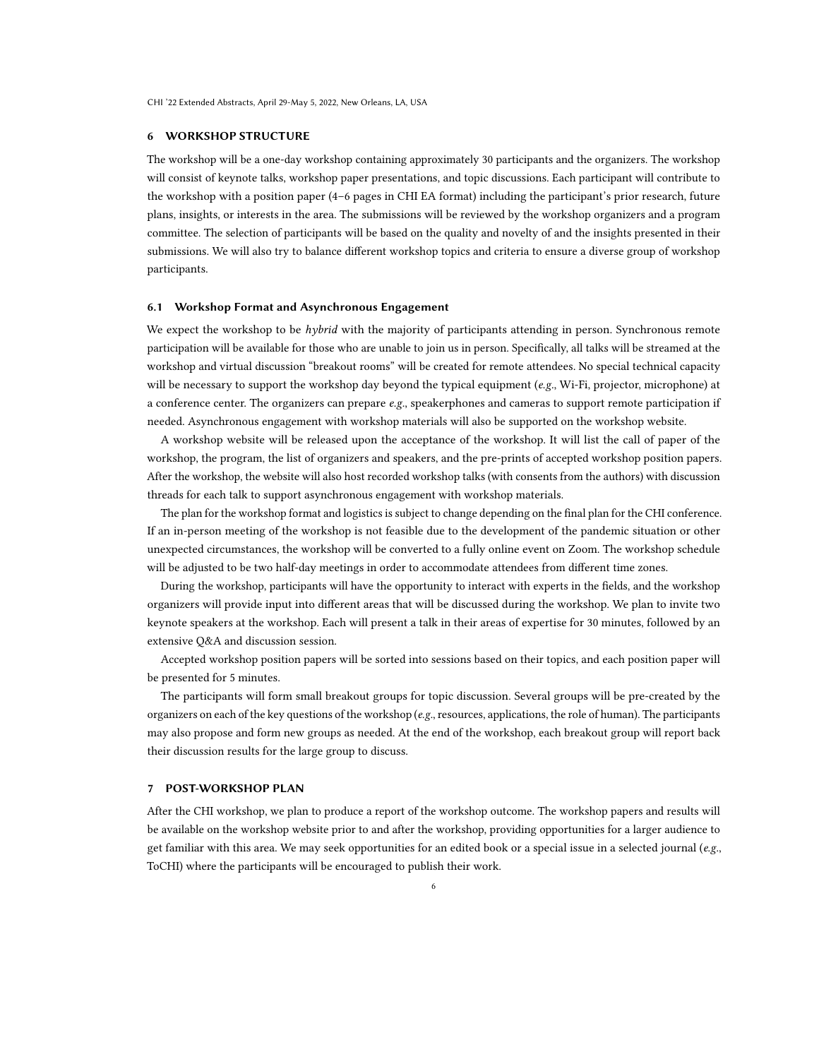## 6 WORKSHOP STRUCTURE

The workshop will be a one-day workshop containing approximately 30 participants and the organizers. The workshop will consist of keynote talks, workshop paper presentations, and topic discussions. Each participant will contribute to the workshop with a position paper (4–6 pages in CHI EA format) including the participant's prior research, future plans, insights, or interests in the area. The submissions will be reviewed by the workshop organizers and a program committee. The selection of participants will be based on the quality and novelty of and the insights presented in their submissions. We will also try to balance different workshop topics and criteria to ensure a diverse group of workshop participants.

### 6.1 Workshop Format and Asynchronous Engagement

We expect the workshop to be *hybrid* with the majority of participants attending in person. Synchronous remote participation will be available for those who are unable to join us in person. Specifically, all talks will be streamed at the workshop and virtual discussion "breakout rooms" will be created for remote attendees. No special technical capacity will be necessary to support the workshop day beyond the typical equipment (*e.g.*, Wi-Fi, projector, microphone) at a conference center. The organizers can prepare *e.g.*, speakerphones and cameras to support remote participation if needed. Asynchronous engagement with workshop materials will also be supported on the workshop website.

A workshop website will be released upon the acceptance of the workshop. It will list the call of paper of the workshop, the program, the list of organizers and speakers, and the pre-prints of accepted workshop position papers. After the workshop, the website will also host recorded workshop talks (with consents from the authors) with discussion threads for each talk to support asynchronous engagement with workshop materials.

The plan for the workshop format and logistics is subject to change depending on the final plan for the CHI conference. If an in-person meeting of the workshop is not feasible due to the development of the pandemic situation or other unexpected circumstances, the workshop will be converted to a fully online event on Zoom. The workshop schedule will be adjusted to be two half-day meetings in order to accommodate attendees from different time zones.

During the workshop, participants will have the opportunity to interact with experts in the fields, and the workshop organizers will provide input into different areas that will be discussed during the workshop. We plan to invite two keynote speakers at the workshop. Each will present a talk in their areas of expertise for 30 minutes, followed by an extensive Q&A and discussion session.

Accepted workshop position papers will be sorted into sessions based on their topics, and each position paper will be presented for 5 minutes.

The participants will form small breakout groups for topic discussion. Several groups will be pre-created by the organizers on each of the key questions of the workshop (*e.g.*, resources, applications, the role of human). The participants may also propose and form new groups as needed. At the end of the workshop, each breakout group will report back their discussion results for the large group to discuss.

## 7 POST-WORKSHOP PLAN

After the CHI workshop, we plan to produce a report of the workshop outcome. The workshop papers and results will be available on the workshop website prior to and after the workshop, providing opportunities for a larger audience to get familiar with this area. We may seek opportunities for an edited book or a special issue in a selected journal (*e.g.*, ToCHI) where the participants will be encouraged to publish their work.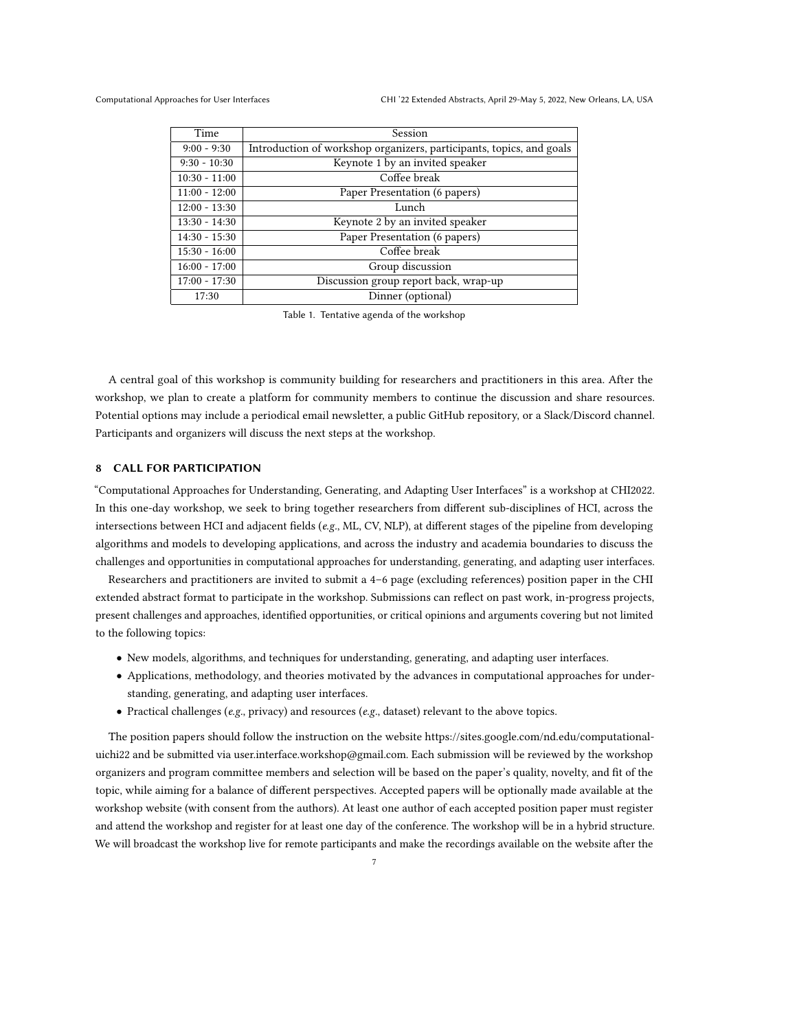| Time | Session |
| --- | --- |
| 9:00 - 9:30 | Introduction of workshop organizers, participants, topics, and goals |
| 9:30 - 10:30 | Keynote 1 by an invited speaker |
| 10:30 - 11:00 | Coffee break |
| 11:00 - 12:00 | Paper Presentation (6 papers) |
| 12:00 - 13:30 | Lunch |
| 13:30 - 14:30 | Keynote 2 by an invited speaker |
| 14:30 - 15:30 | Paper Presentation (6 papers) |
| 15:30 - 16:00 | Coffee break |
| 16:00 - 17:00 | Group discussion |
| 17:00 - 17:30 | Discussion group report back, wrap-up |
| 17:30 | Dinner (optional) |

Table 1. Tentative agenda of the workshop

A central goal of this workshop is community building for researchers and practitioners in this area. After the workshop, we plan to create a platform for community members to continue the discussion and share resources. Potential options may include a periodical email newsletter, a public GitHub repository, or a Slack/Discord channel. Participants and organizers will discuss the next steps at the workshop.

## 8 CALL FOR PARTICIPATION

"Computational Approaches for Understanding, Generating, and Adapting User Interfaces" is a workshop at CHI2022. In this one-day workshop, we seek to bring together researchers from different sub-disciplines of HCI, across the intersections between HCI and adjacent fields (*e.g.*, ML, CV, NLP), at different stages of the pipeline from developing algorithms and models to developing applications, and across the industry and academia boundaries to discuss the challenges and opportunities in computational approaches for understanding, generating, and adapting user interfaces.

Researchers and practitioners are invited to submit a 4–6 page (excluding references) position paper in the CHI extended abstract format to participate in the workshop. Submissions can reflect on past work, in-progress projects, present challenges and approaches, identified opportunities, or critical opinions and arguments covering but not limited to the following topics:

- New models, algorithms, and techniques for understanding, generating, and adapting user interfaces.
- Applications, methodology, and theories motivated by the advances in computational approaches for understanding, generating, and adapting user interfaces.
- Practical challenges (*e.g.*, privacy) and resources (*e.g.*, dataset) relevant to the above topics.

The position papers should follow the instruction on the website https://sites.google.com/nd.edu/computational-uichi22 and be submitted via user.interface.workshop@gmail.com. Each submission will be reviewed by the workshop organizers and program committee members and selection will be based on the paper's quality, novelty, and fit of the topic, while aiming for a balance of different perspectives. Accepted papers will be optionally made available at the workshop website (with consent from the authors). At least one author of each accepted position paper must register and attend the workshop and register for at least one day of the conference. The workshop will be in a hybrid structure. We will broadcast the workshop live for remote participants and make the recordings available on the website after the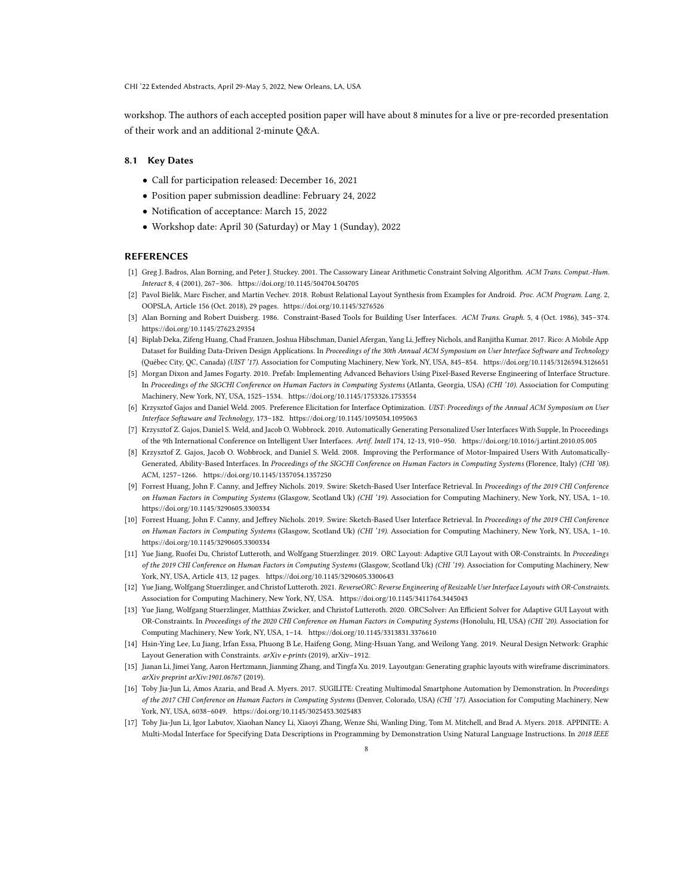workshop. The authors of each accepted position paper will have about 8 minutes for a live or pre-recorded presentation of their work and an additional 2-minute Q&A.

### 8.1 Key Dates

- Call for participation released: December 16, 2021
- Position paper submission deadline: February 24, 2022
- Notification of acceptance: March 15, 2022
- Workshop date: April 30 (Saturday) or May 1 (Sunday), 2022

## REFERENCES

[1] Greg J. Badros, Alan Borning, and Peter J. Stuckey. 2001. The Cassowary Linear Arithmetic Constraint Solving Algorithm. *ACM Trans. Comput.-Hum. Interact* 8, 4 (2001), 267–306. https://doi.org/10.1145/504704.504705

[2] Pavol Bielik, Marc Fischer, and Martin Vechev. 2018. Robust Relational Layout Synthesis from Examples for Android. *Proc. ACM Program. Lang.* 2, OOPSLA, Article 156 (Oct. 2018), 29 pages. https://doi.org/10.1145/3276526

[3] Alan Borning and Robert Duisberg. 1986. Constraint-Based Tools for Building User Interfaces. *ACM Trans. Graph.* 5, 4 (Oct. 1986), 345–374. https://doi.org/10.1145/27623.29354

[4] Biplab Deka, Zifeng Huang, Chad Franzen, Joshua Hibschman, Daniel Afergan, Yang Li, Jeffrey Nichols, and Ranjitha Kumar. 2017. Rico: A Mobile App Dataset for Building Data-Driven Design Applications. In *Proceedings of the 30th Annual ACM Symposium on User Interface Software and Technology* (Québec City, QC, Canada) *(UIST '17)*. Association for Computing Machinery, New York, NY, USA, 845–854. https://doi.org/10.1145/3126594.3126651

[5] Morgan Dixon and James Fogarty. 2010. Prefab: Implementing Advanced Behaviors Using Pixel-Based Reverse Engineering of Interface Structure. In *Proceedings of the SIGCHI Conference on Human Factors in Computing Systems* (Atlanta, Georgia, USA) *(CHI '10)*. Association for Computing Machinery, New York, NY, USA, 1525–1534. https://doi.org/10.1145/1753326.1753554

[6] Krzysztof Gajos and Daniel Weld. 2005. Preference Elicitation for Interface Optimization. *UIST: Proceedings of the Annual ACM Symposium on User Interface Softaware and Technology*, 173–182. https://doi.org/10.1145/1095034.1095063

[7] Krzysztof Z. Gajos, Daniel S. Weld, and Jacob O. Wobbrock. 2010. Automatically Generating Personalized User Interfaces With Supple, In Proceedings of the 9th International Conference on Intelligent User Interfaces. *Artif. Intell* 174, 12-13, 910–950. https://doi.org/10.1016/j.artint.2010.05.005

[8] Krzysztof Z. Gajos, Jacob O. Wobbrock, and Daniel S. Weld. 2008. Improving the Performance of Motor-Impaired Users With Automatically-Generated, Ability-Based Interfaces. In *Proceedings of the SIGCHI Conference on Human Factors in Computing Systems* (Florence, Italy) *(CHI '08)*. ACM, 1257–1266. https://doi.org/10.1145/1357054.1357250

[9] Forrest Huang, John F. Canny, and Jeffrey Nichols. 2019. Swire: Sketch-Based User Interface Retrieval. In *Proceedings of the 2019 CHI Conference on Human Factors in Computing Systems* (Glasgow, Scotland Uk) *(CHI '19)*. Association for Computing Machinery, New York, NY, USA, 1–10. https://doi.org/10.1145/3290605.3300334

[10] Forrest Huang, John F. Canny, and Jeffrey Nichols. 2019. Swire: Sketch-Based User Interface Retrieval. In *Proceedings of the 2019 CHI Conference on Human Factors in Computing Systems* (Glasgow, Scotland Uk) *(CHI '19)*. Association for Computing Machinery, New York, NY, USA, 1–10. https://doi.org/10.1145/3290605.3300334

[11] Yue Jiang, Ruofei Du, Christof Lutteroth, and Wolfgang Stuerzlinger. 2019. ORC Layout: Adaptive GUI Layout with OR-Constraints. In *Proceedings of the 2019 CHI Conference on Human Factors in Computing Systems* (Glasgow, Scotland Uk) *(CHI '19)*. Association for Computing Machinery, New York, NY, USA, Article 413, 12 pages. https://doi.org/10.1145/3290605.3300643

[12] Yue Jiang, Wolfgang Stuerzlinger, and Christof Lutteroth. 2021. *ReverseORC: Reverse Engineering of Resizable User Interface Layouts with OR-Constraints*. Association for Computing Machinery, New York, NY, USA. https://doi.org/10.1145/3411764.3445043

[13] Yue Jiang, Wolfgang Stuerzlinger, Matthias Zwicker, and Christof Lutteroth. 2020. ORCSolver: An Efficient Solver for Adaptive GUI Layout with OR-Constraints. In *Proceedings of the 2020 CHI Conference on Human Factors in Computing Systems* (Honolulu, HI, USA) *(CHI '20)*. Association for Computing Machinery, New York, NY, USA, 1–14. https://doi.org/10.1145/3313831.3376610

[14] Hsin-Ying Lee, Lu Jiang, Irfan Essa, Phuong B Le, Haifeng Gong, Ming-Hsuan Yang, and Weilong Yang. 2019. Neural Design Network: Graphic Layout Generation with Constraints. *arXiv e-prints* (2019), arXiv–1912.

[15] Jianan Li, Jimei Yang, Aaron Hertzmann, Jianming Zhang, and Tingfa Xu. 2019. Layoutgan: Generating graphic layouts with wireframe discriminators. *arXiv preprint arXiv:1901.06767* (2019).

[16] Toby Jia-Jun Li, Amos Azaria, and Brad A. Myers. 2017. SUGILITE: Creating Multimodal Smartphone Automation by Demonstration. In *Proceedings of the 2017 CHI Conference on Human Factors in Computing Systems* (Denver, Colorado, USA) *(CHI '17)*. Association for Computing Machinery, New York, NY, USA, 6038–6049. https://doi.org/10.1145/3025453.3025483

[17] Toby Jia-Jun Li, Igor Labutov, Xiaohan Nancy Li, Xiaoyi Zhang, Wenze Shi, Wanling Ding, Tom M. Mitchell, and Brad A. Myers. 2018. APPINITE: A Multi-Modal Interface for Specifying Data Descriptions in Programming by Demonstration Using Natural Language Instructions. In *2018 IEEE*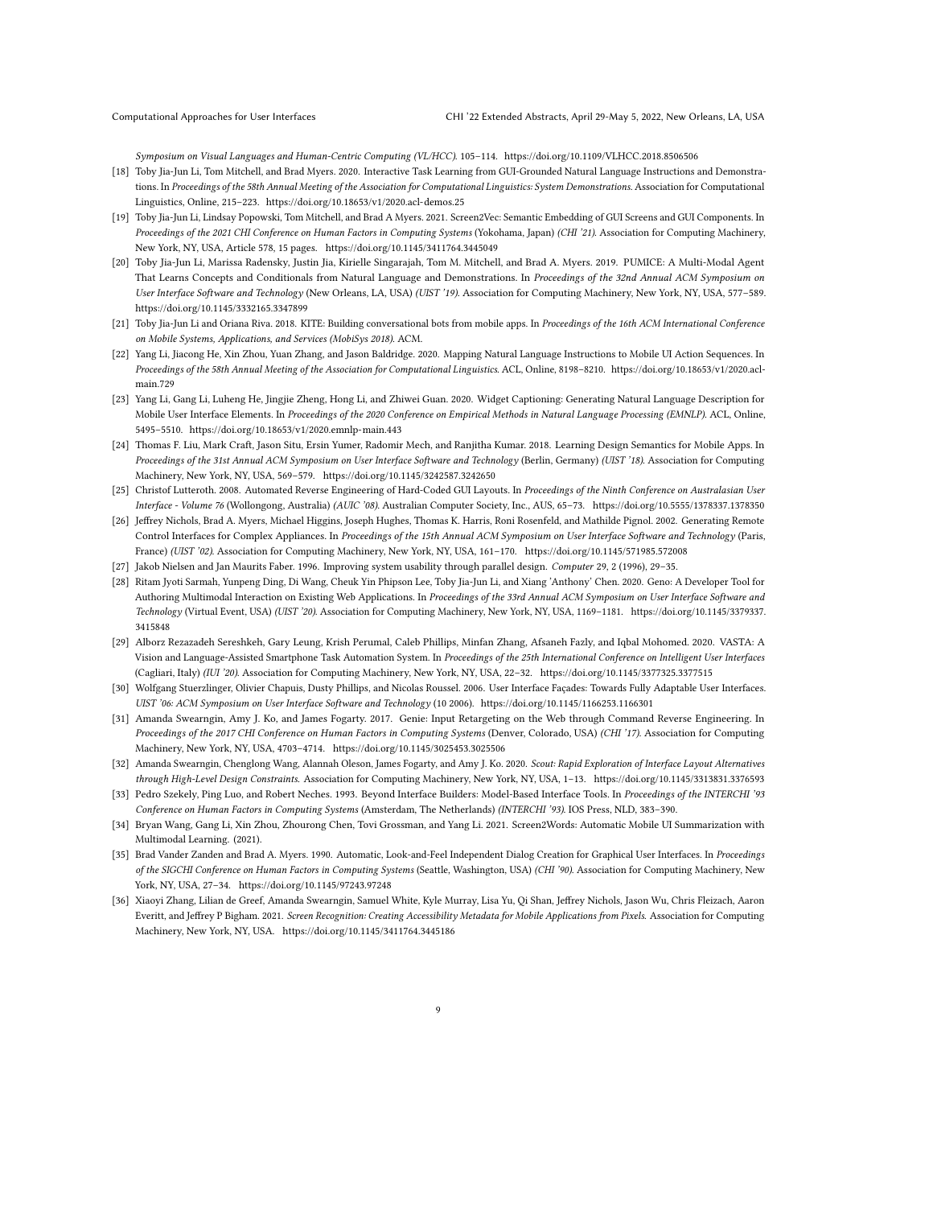*Symposium on Visual Languages and Human-Centric Computing (VL/HCC)*. 105–114. https://doi.org/10.1109/VLHCC.2018.8506506

[18] Toby Jia-Jun Li, Tom Mitchell, and Brad Myers. 2020. Interactive Task Learning from GUI-Grounded Natural Language Instructions and Demonstrations. In *Proceedings of the 58th Annual Meeting of the Association for Computational Linguistics: System Demonstrations*. Association for Computational Linguistics, Online, 215–223. https://doi.org/10.18653/v1/2020.acl-demos.25

[19] Toby Jia-Jun Li, Lindsay Popowski, Tom Mitchell, and Brad A Myers. 2021. Screen2Vec: Semantic Embedding of GUI Screens and GUI Components. In *Proceedings of the 2021 CHI Conference on Human Factors in Computing Systems* (Yokohama, Japan) *(CHI '21)*. Association for Computing Machinery, New York, NY, USA, Article 578, 15 pages. https://doi.org/10.1145/3411764.3445049

[20] Toby Jia-Jun Li, Marissa Radensky, Justin Jia, Kirielle Singarajah, Tom M. Mitchell, and Brad A. Myers. 2019. PUMICE: A Multi-Modal Agent That Learns Concepts and Conditionals from Natural Language and Demonstrations. In *Proceedings of the 32nd Annual ACM Symposium on User Interface Software and Technology* (New Orleans, LA, USA) *(UIST '19)*. Association for Computing Machinery, New York, NY, USA, 577–589. https://doi.org/10.1145/3332165.3347899

[21] Toby Jia-Jun Li and Oriana Riva. 2018. KITE: Building conversational bots from mobile apps. In *Proceedings of the 16th ACM International Conference on Mobile Systems, Applications, and Services (MobiSys 2018)*. ACM.

[22] Yang Li, Jiacong He, Xin Zhou, Yuan Zhang, and Jason Baldridge. 2020. Mapping Natural Language Instructions to Mobile UI Action Sequences. In *Proceedings of the 58th Annual Meeting of the Association for Computational Linguistics*. ACL, Online, 8198–8210. https://doi.org/10.18653/v1/2020.acl-main.729

[23] Yang Li, Gang Li, Luheng He, Jingjie Zheng, Hong Li, and Zhiwei Guan. 2020. Widget Captioning: Generating Natural Language Description for Mobile User Interface Elements. In *Proceedings of the 2020 Conference on Empirical Methods in Natural Language Processing (EMNLP)*. ACL, Online, 5495–5510. https://doi.org/10.18653/v1/2020.emnlp-main.443

[24] Thomas F. Liu, Mark Craft, Jason Situ, Ersin Yumer, Radomir Mech, and Ranjitha Kumar. 2018. Learning Design Semantics for Mobile Apps. In *Proceedings of the 31st Annual ACM Symposium on User Interface Software and Technology* (Berlin, Germany) *(UIST '18)*. Association for Computing Machinery, New York, NY, USA, 569–579. https://doi.org/10.1145/3242587.3242650

[25] Christof Lutteroth. 2008. Automated Reverse Engineering of Hard-Coded GUI Layouts. In *Proceedings of the Ninth Conference on Australasian User Interface - Volume 76* (Wollongong, Australia) *(AUIC '08)*. Australian Computer Society, Inc., AUS, 65–73. https://doi.org/10.5555/1378337.1378350

[26] Jeffrey Nichols, Brad A. Myers, Michael Higgins, Joseph Hughes, Thomas K. Harris, Roni Rosenfeld, and Mathilde Pignol. 2002. Generating Remote Control Interfaces for Complex Appliances. In *Proceedings of the 15th Annual ACM Symposium on User Interface Software and Technology* (Paris, France) *(UIST '02)*. Association for Computing Machinery, New York, NY, USA, 161–170. https://doi.org/10.1145/571985.572008

[27] Jakob Nielsen and Jan Maurits Faber. 1996. Improving system usability through parallel design. *Computer* 29, 2 (1996), 29–35.

[28] Ritam Jyoti Sarmah, Yunpeng Ding, Di Wang, Cheuk Yin Phipson Lee, Toby Jia-Jun Li, and Xiang 'Anthony' Chen. 2020. Geno: A Developer Tool for Authoring Multimodal Interaction on Existing Web Applications. In *Proceedings of the 33rd Annual ACM Symposium on User Interface Software and Technology* (Virtual Event, USA) *(UIST '20)*. Association for Computing Machinery, New York, NY, USA, 1169–1181. https://doi.org/10.1145/3379337.3415848

[29] Alborz Rezazadeh Sereshkeh, Gary Leung, Krish Perumal, Caleb Phillips, Minfan Zhang, Afsaneh Fazly, and Iqbal Mohomed. 2020. VASTA: A Vision and Language-Assisted Smartphone Task Automation System. In *Proceedings of the 25th International Conference on Intelligent User Interfaces* (Cagliari, Italy) *(IUI '20)*. Association for Computing Machinery, New York, NY, USA, 22–32. https://doi.org/10.1145/3377325.3377515

[30] Wolfgang Stuerzlinger, Olivier Chapuis, Dusty Phillips, and Nicolas Roussel. 2006. User Interface Façades: Towards Fully Adaptable User Interfaces. *UIST '06: ACM Symposium on User Interface Software and Technology* (10 2006). https://doi.org/10.1145/1166253.1166301

[31] Amanda Swearngin, Amy J. Ko, and James Fogarty. 2017. Genie: Input Retargeting on the Web through Command Reverse Engineering. In *Proceedings of the 2017 CHI Conference on Human Factors in Computing Systems* (Denver, Colorado, USA) *(CHI '17)*. Association for Computing Machinery, New York, NY, USA, 4703–4714. https://doi.org/10.1145/3025453.3025506

[32] Amanda Swearngin, Chenglong Wang, Alannah Oleson, James Fogarty, and Amy J. Ko. 2020. *Scout: Rapid Exploration of Interface Layout Alternatives through High-Level Design Constraints*. Association for Computing Machinery, New York, NY, USA, 1–13. https://doi.org/10.1145/3313831.3376593

[33] Pedro Szekely, Ping Luo, and Robert Neches. 1993. Beyond Interface Builders: Model-Based Interface Tools. In *Proceedings of the INTERCHI '93 Conference on Human Factors in Computing Systems* (Amsterdam, The Netherlands) *(INTERCHI '93)*. IOS Press, NLD, 383–390.

[34] Bryan Wang, Gang Li, Xin Zhou, Zhourong Chen, Tovi Grossman, and Yang Li. 2021. Screen2Words: Automatic Mobile UI Summarization with Multimodal Learning. (2021).

[35] Brad Vander Zanden and Brad A. Myers. 1990. Automatic, Look-and-Feel Independent Dialog Creation for Graphical User Interfaces. In *Proceedings of the SIGCHI Conference on Human Factors in Computing Systems* (Seattle, Washington, USA) *(CHI '90)*. Association for Computing Machinery, New York, NY, USA, 27–34. https://doi.org/10.1145/97243.97248

[36] Xiaoyi Zhang, Lilian de Greef, Amanda Swearngin, Samuel White, Kyle Murray, Lisa Yu, Qi Shan, Jeffrey Nichols, Jason Wu, Chris Fleizach, Aaron Everitt, and Jeffrey P Bigham. 2021. *Screen Recognition: Creating Accessibility Metadata for Mobile Applications from Pixels*. Association for Computing Machinery, New York, NY, USA. https://doi.org/10.1145/3411764.3445186